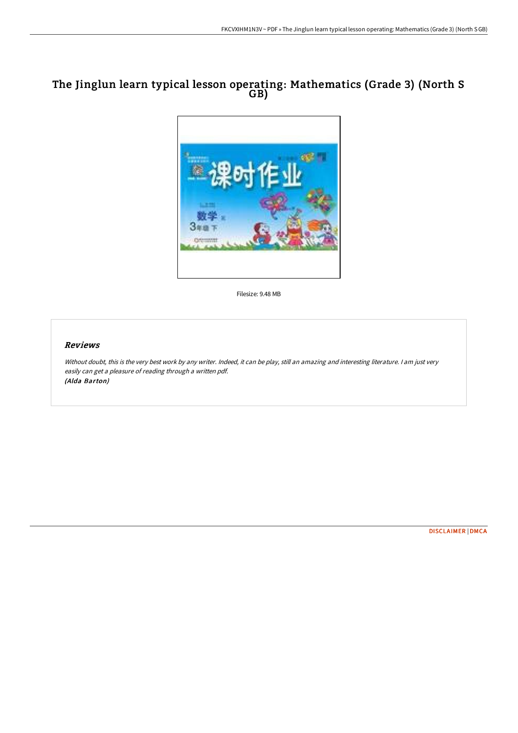# The Jinglun learn typical lesson operating: Mathematics (Grade 3) (North S GB)

Filesize: 9.48 MB

## *Reviews*

*Without doubt, this is the very best work by any writer. Indeed, it can be play, still an amazing and interesting literature. I am just very easily can get a pleasure of reading through a written pdf.*
*(Alda Barton)*

DISCLAIMER | DMCA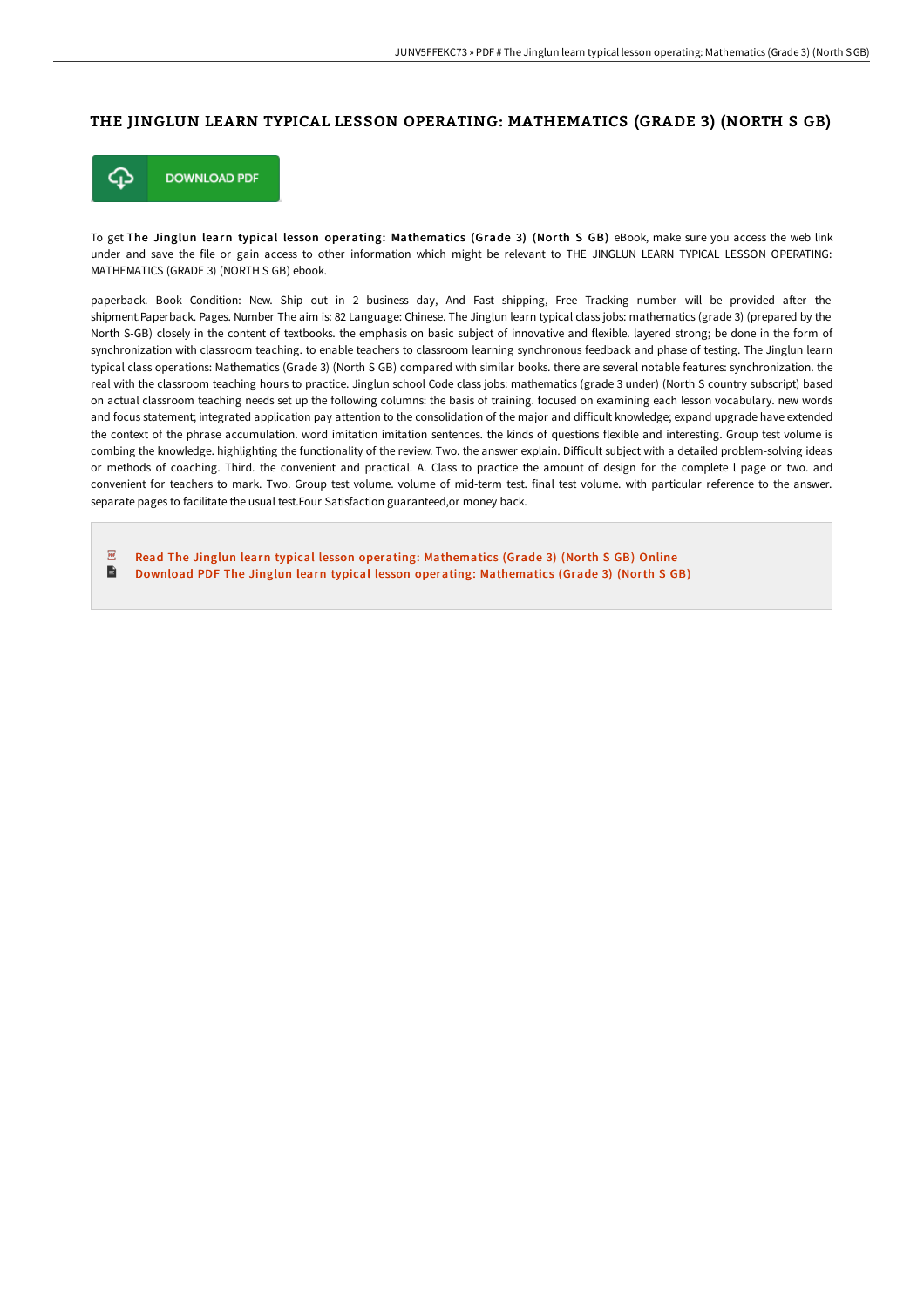# THE JINGLUN LEARN TYPICAL LESSON OPERATING: MATHEMATICS (GRADE 3) (NORTH S GB)

DOWNLOAD PDF

To get **The Jinglun learn typical lesson operating: Mathematics (Grade 3) (North S GB)** eBook, make sure you access the web link under and save the file or gain access to other information which might be relevant to THE JINGLUN LEARN TYPICAL LESSON OPERATING: MATHEMATICS (GRADE 3) (NORTH S GB) ebook.

paperback. Book Condition: New. Ship out in 2 business day, And Fast shipping, Free Tracking number will be provided after the shipment.Paperback. Pages. Number The aim is: 82 Language: Chinese. The Jinglun learn typical class jobs: mathematics (grade 3) (prepared by the North S-GB) closely in the content of textbooks. the emphasis on basic subject of innovative and flexible. layered strong; be done in the form of synchronization with classroom teaching. to enable teachers to classroom learning synchronous feedback and phase of testing. The Jinglun learn typical class operations: Mathematics (Grade 3) (North S GB) compared with similar books. there are several notable features: synchronization. the real with the classroom teaching hours to practice. Jinglun school Code class jobs: mathematics (grade 3 under) (North S country subscript) based on actual classroom teaching needs set up the following columns: the basis of training. focused on examining each lesson vocabulary. new words and focus statement; integrated application pay attention to the consolidation of the major and difficult knowledge; expand upgrade have extended the context of the phrase accumulation. word imitation imitation sentences. the kinds of questions flexible and interesting. Group test volume is combing the knowledge. highlighting the functionality of the review. Two. the answer explain. Difficult subject with a detailed problem-solving ideas or methods of coaching. Third. the convenient and practical. A. Class to practice the amount of design for the complete l page or two. and convenient for teachers to mark. Two. Group test volume. volume of mid-term test. final test volume. with particular reference to the answer. separate pages to facilitate the usual test.Four Satisfaction guaranteed,or money back.

- Read The Jinglun learn typical lesson operating: Mathematics (Grade 3) (North S GB) Online
- Download PDF The Jinglun learn typical lesson operating: Mathematics (Grade 3) (North S GB)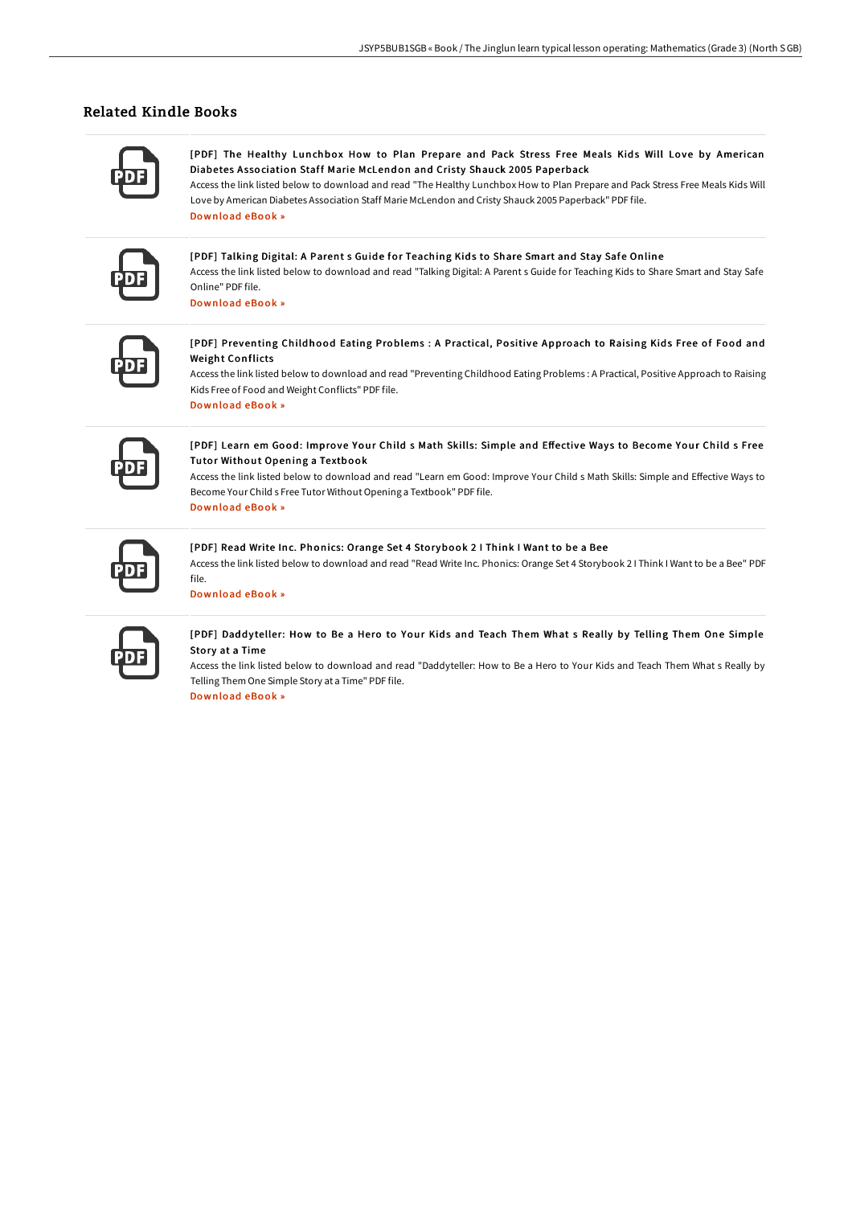## Related Kindle Books

**[PDF] The Healthy Lunchbox How to Plan Prepare and Pack Stress Free Meals Kids Will Love by American Diabetes Association Staff Marie McLendon and Cristy Shauck 2005 Paperback**

Access the link listed below to download and read "The Healthy Lunchbox How to Plan Prepare and Pack Stress Free Meals Kids Will Love by American Diabetes Association Staff Marie McLendon and Cristy Shauck 2005 Paperback" PDF file.

Download eBook »

**[PDF] Talking Digital: A Parent s Guide for Teaching Kids to Share Smart and Stay Safe Online**

Access the link listed below to download and read "Talking Digital: A Parent s Guide for Teaching Kids to Share Smart and Stay Safe Online" PDF file.

Download eBook »

**[PDF] Preventing Childhood Eating Problems : A Practical, Positive Approach to Raising Kids Free of Food and Weight Conflicts**

Access the link listed below to download and read "Preventing Childhood Eating Problems : A Practical, Positive Approach to Raising Kids Free of Food and Weight Conflicts" PDF file.

Download eBook »

**[PDF] Learn em Good: Improve Your Child s Math Skills: Simple and Effective Ways to Become Your Child s Free Tutor Without Opening a Textbook**

Access the link listed below to download and read "Learn em Good: Improve Your Child s Math Skills: Simple and Effective Ways to Become Your Child s Free Tutor Without Opening a Textbook" PDF file.

Download eBook »

**[PDF] Read Write Inc. Phonics: Orange Set 4 Storybook 2 I Think I Want to be a Bee**

Access the link listed below to download and read "Read Write Inc. Phonics: Orange Set 4 Storybook 2 I Think I Want to be a Bee" PDF file.

Download eBook »

**[PDF] Daddyteller: How to Be a Hero to Your Kids and Teach Them What s Really by Telling Them One Simple Story at a Time**

Access the link listed below to download and read "Daddyteller: How to Be a Hero to Your Kids and Teach Them What s Really by Telling Them One Simple Story at a Time" PDF file.

Download eBook »